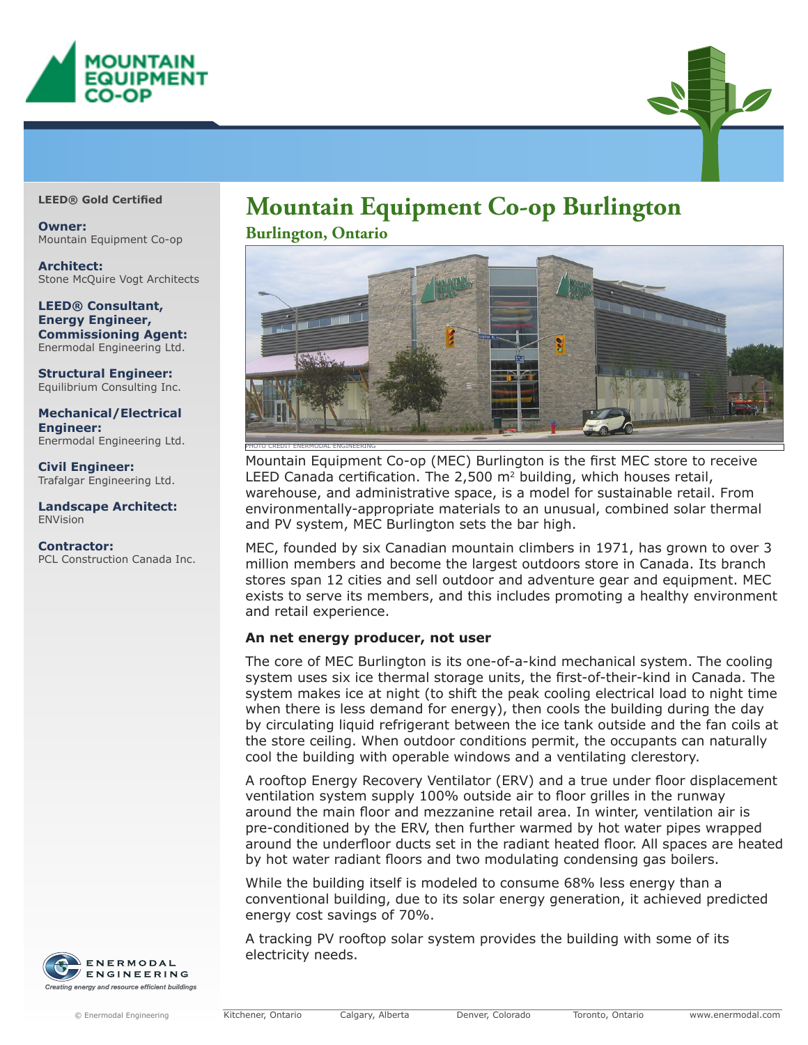MOUNTAIN EQUIPMENT CO-OP

**LEED® Gold Certified**

**Owner:**
Mountain Equipment Co-op

**Architect:**
Stone McQuire Vogt Architects

**LEED® Consultant, Energy Engineer, Commissioning Agent:**
Enermodal Engineering Ltd.

**Structural Engineer:**
Equilibrium Consulting Inc.

**Mechanical/Electrical Engineer:**
Enermodal Engineering Ltd.

**Civil Engineer:**
Trafalgar Engineering Ltd.

**Landscape Architect:**
ENVision

**Contractor:**
PCL Construction Canada Inc.

# Mountain Equipment Co-op Burlington

## Burlington, Ontario

PHOTO CREDIT ENERMODAL ENGINEERING

Mountain Equipment Co-op (MEC) Burlington is the first MEC store to receive LEED Canada certification. The 2,500 m² building, which houses retail, warehouse, and administrative space, is a model for sustainable retail. From environmentally-appropriate materials to an unusual, combined solar thermal and PV system, MEC Burlington sets the bar high.

MEC, founded by six Canadian mountain climbers in 1971, has grown to over 3 million members and become the largest outdoors store in Canada. Its branch stores span 12 cities and sell outdoor and adventure gear and equipment. MEC exists to serve its members, and this includes promoting a healthy environment and retail experience.

### An net energy producer, not user

The core of MEC Burlington is its one-of-a-kind mechanical system. The cooling system uses six ice thermal storage units, the first-of-their-kind in Canada. The system makes ice at night (to shift the peak cooling electrical load to night time when there is less demand for energy), then cools the building during the day by circulating liquid refrigerant between the ice tank outside and the fan coils at the store ceiling. When outdoor conditions permit, the occupants can naturally cool the building with operable windows and a ventilating clerestory.

A rooftop Energy Recovery Ventilator (ERV) and a true under floor displacement ventilation system supply 100% outside air to floor grilles in the runway around the main floor and mezzanine retail area. In winter, ventilation air is pre-conditioned by the ERV, then further warmed by hot water pipes wrapped around the underfloor ducts set in the radiant heated floor. All spaces are heated by hot water radiant floors and two modulating condensing gas boilers.

While the building itself is modeled to consume 68% less energy than a conventional building, due to its solar energy generation, it achieved predicted energy cost savings of 70%.

A tracking PV rooftop solar system provides the building with some of its electricity needs.

ENERMODAL ENGINEERING
*Creating energy and resource efficient buildings*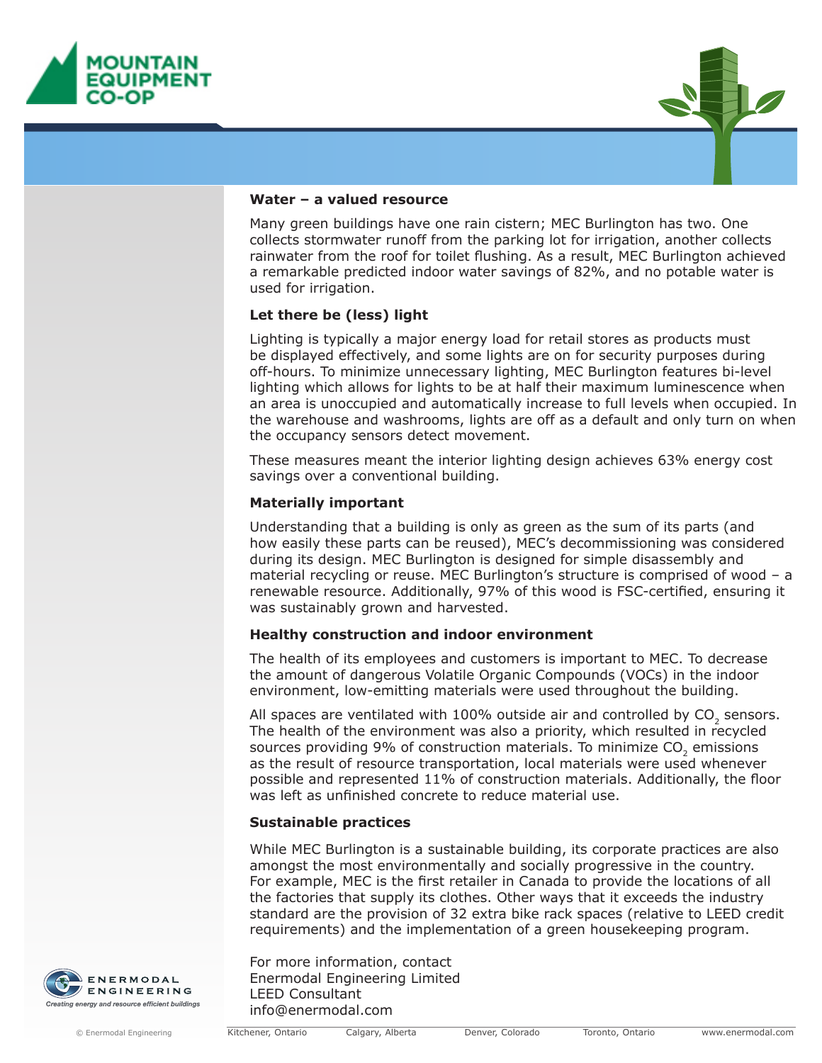### Water – a valued resource

Many green buildings have one rain cistern; MEC Burlington has two. One collects stormwater runoff from the parking lot for irrigation, another collects rainwater from the roof for toilet flushing. As a result, MEC Burlington achieved a remarkable predicted indoor water savings of 82%, and no potable water is used for irrigation.

### Let there be (less) light

Lighting is typically a major energy load for retail stores as products must be displayed effectively, and some lights are on for security purposes during off-hours. To minimize unnecessary lighting, MEC Burlington features bi-level lighting which allows for lights to be at half their maximum luminescence when an area is unoccupied and automatically increase to full levels when occupied. In the warehouse and washrooms, lights are off as a default and only turn on when the occupancy sensors detect movement.

These measures meant the interior lighting design achieves 63% energy cost savings over a conventional building.

### Materially important

Understanding that a building is only as green as the sum of its parts (and how easily these parts can be reused), MEC's decommissioning was considered during its design. MEC Burlington is designed for simple disassembly and material recycling or reuse. MEC Burlington's structure is comprised of wood – a renewable resource. Additionally, 97% of this wood is FSC-certified, ensuring it was sustainably grown and harvested.

### Healthy construction and indoor environment

The health of its employees and customers is important to MEC. To decrease the amount of dangerous Volatile Organic Compounds (VOCs) in the indoor environment, low-emitting materials were used throughout the building.

All spaces are ventilated with 100% outside air and controlled by $CO_2$ sensors. The health of the environment was also a priority, which resulted in recycled sources providing 9% of construction materials. To minimize $CO_2$ emissions as the result of resource transportation, local materials were used whenever possible and represented 11% of construction materials. Additionally, the floor was left as unfinished concrete to reduce material use.

### Sustainable practices

While MEC Burlington is a sustainable building, its corporate practices are also amongst the most environmentally and socially progressive in the country. For example, MEC is the first retailer in Canada to provide the locations of all the factories that supply its clothes. Other ways that it exceeds the industry standard are the provision of 32 extra bike rack spaces (relative to LEED credit requirements) and the implementation of a green housekeeping program.

For more information, contact
Enermodal Engineering Limited
LEED Consultant
info@enermodal.com